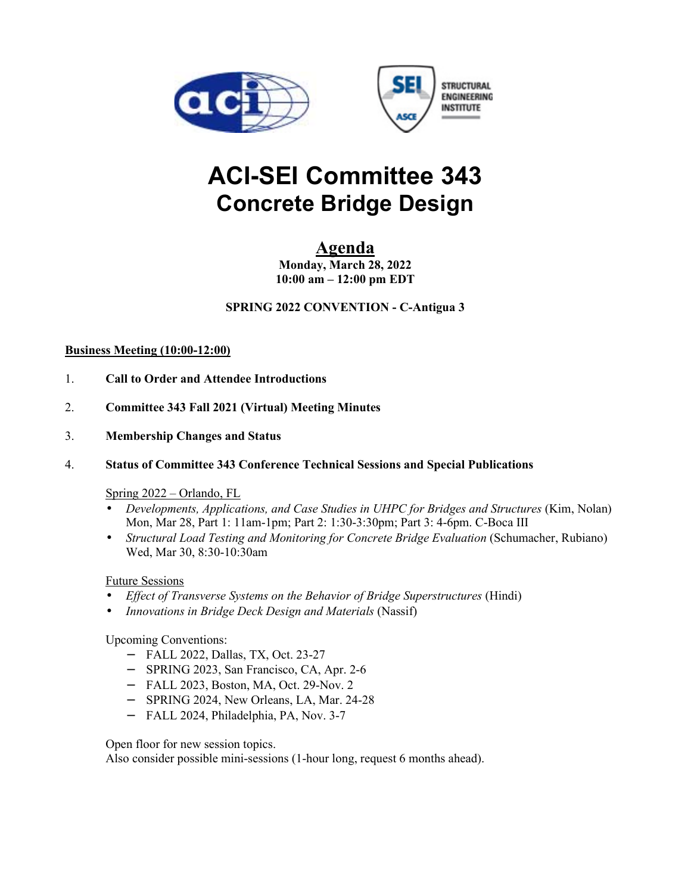# ACI-SEI Committee 343
## Concrete Bridge Design

## Agenda

**Monday, March 28, 2022**
**10:00 am – 12:00 pm EDT**

**SPRING 2022 CONVENTION - C-Antigua 3**

**Business Meeting (10:00-12:00)**

1. **Call to Order and Attendee Introductions**

2. **Committee 343 Fall 2021 (Virtual) Meeting Minutes**

3. **Membership Changes and Status**

4. **Status of Committee 343 Conference Technical Sessions and Special Publications**

   Spring 2022 – Orlando, FL
   - *Developments, Applications, and Case Studies in UHPC for Bridges and Structures* (Kim, Nolan) Mon, Mar 28, Part 1: 11am-1pm; Part 2: 1:30-3:30pm; Part 3: 4-6pm. C-Boca III
   - *Structural Load Testing and Monitoring for Concrete Bridge Evaluation* (Schumacher, Rubiano) Wed, Mar 30, 8:30-10:30am

   Future Sessions
   - *Effect of Transverse Systems on the Behavior of Bridge Superstructures* (Hindi)
   - *Innovations in Bridge Deck Design and Materials* (Nassif)

   Upcoming Conventions:
   - FALL 2022, Dallas, TX, Oct. 23-27
   - SPRING 2023, San Francisco, CA, Apr. 2-6
   - FALL 2023, Boston, MA, Oct. 29-Nov. 2
   - SPRING 2024, New Orleans, LA, Mar. 24-28
   - FALL 2024, Philadelphia, PA, Nov. 3-7

   Open floor for new session topics.
   Also consider possible mini-sessions (1-hour long, request 6 months ahead).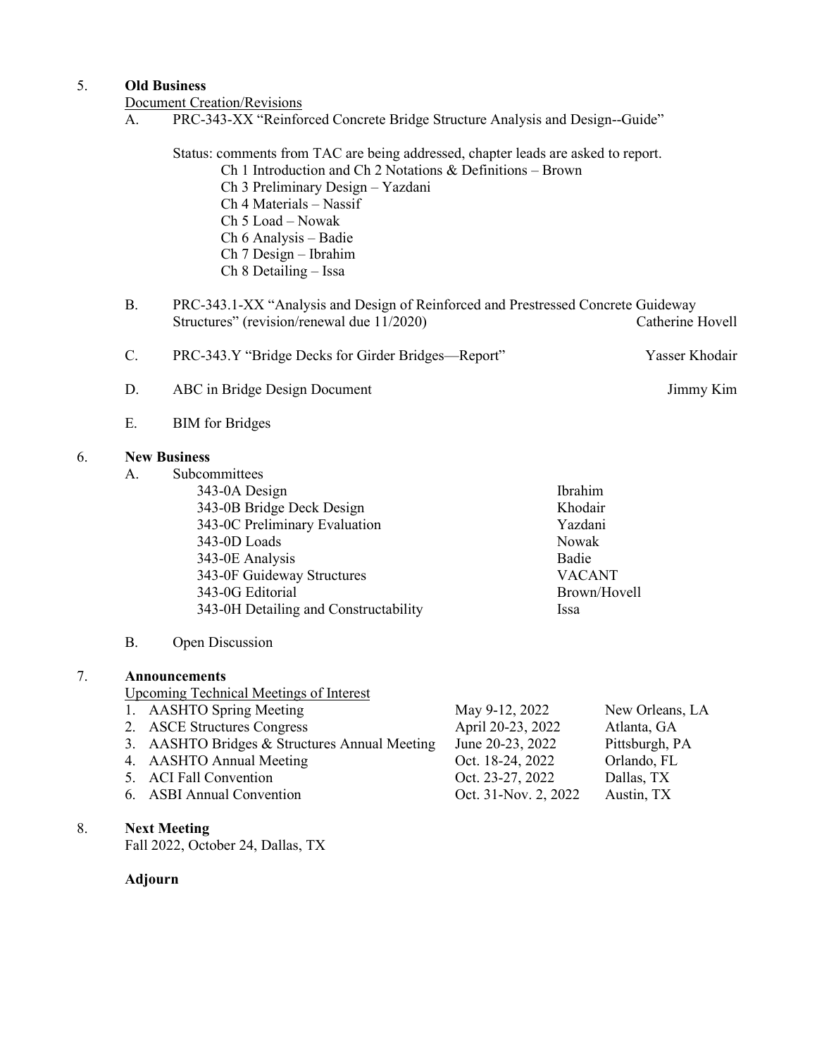5. **Old Business**

<u>Document Creation/Revisions</u>

A. PRC-343-XX "Reinforced Concrete Bridge Structure Analysis and Design--Guide"

Status: comments from TAC are being addressed, chapter leads are asked to report.

- Ch 1 Introduction and Ch 2 Notations & Definitions – Brown
- Ch 3 Preliminary Design – Yazdani
- Ch 4 Materials – Nassif
- Ch 5 Load – Nowak
- Ch 6 Analysis – Badie
- Ch 7 Design – Ibrahim
- Ch 8 Detailing – Issa

B. PRC-343.1-XX "Analysis and Design of Reinforced and Prestressed Concrete Guideway Structures" (revision/renewal due 11/2020) — Catherine Hovell

C. PRC-343.Y "Bridge Decks for Girder Bridges—Report" — Yasser Khodair

D. ABC in Bridge Design Document — Jimmy Kim

E. BIM for Bridges

6. **New Business**

A. Subcommittees

| | |
|---|---|
| 343-0A Design | Ibrahim |
| 343-0B Bridge Deck Design | Khodair |
| 343-0C Preliminary Evaluation | Yazdani |
| 343-0D Loads | Nowak |
| 343-0E Analysis | Badie |
| 343-0F Guideway Structures | VACANT |
| 343-0G Editorial | Brown/Hovell |
| 343-0H Detailing and Constructability | Issa |

B. Open Discussion

7. **Announcements**

<u>Upcoming Technical Meetings of Interest</u>

| | | |
|---|---|---|
| 1. AASHTO Spring Meeting | May 9-12, 2022 | New Orleans, LA |
| 2. ASCE Structures Congress | April 20-23, 2022 | Atlanta, GA |
| 3. AASHTO Bridges & Structures Annual Meeting | June 20-23, 2022 | Pittsburgh, PA |
| 4. AASHTO Annual Meeting | Oct. 18-24, 2022 | Orlando, FL |
| 5. ACI Fall Convention | Oct. 23-27, 2022 | Dallas, TX |
| 6. ASBI Annual Convention | Oct. 31-Nov. 2, 2022 | Austin, TX |

8. **Next Meeting**

Fall 2022, October 24, Dallas, TX

**Adjourn**